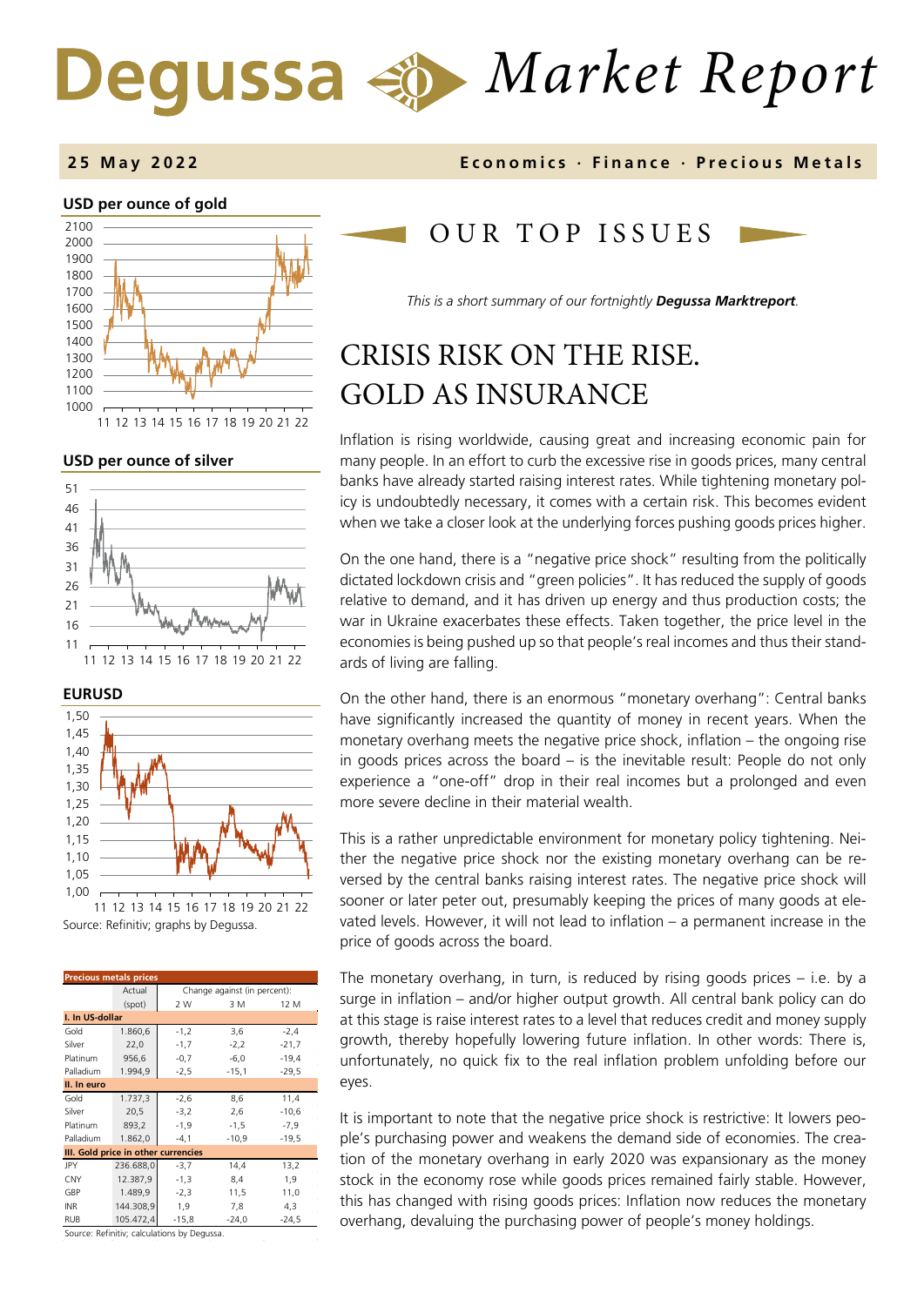# Degussa Market Report

**25 May 2022** — **Economics · Finance · Precious Metals**

## OUR TOP ISSUES

*This is a short summary of our fortnightly* ***Degussa Marktreport****.*

# CRISIS RISK ON THE RISE. GOLD AS INSURANCE

Inflation is rising worldwide, causing great and increasing economic pain for many people. In an effort to curb the excessive rise in goods prices, many central banks have already started raising interest rates. While tightening monetary policy is undoubtedly necessary, it comes with a certain risk. This becomes evident when we take a closer look at the underlying forces pushing goods prices higher.

On the one hand, there is a "negative price shock" resulting from the politically dictated lockdown crisis and "green policies". It has reduced the supply of goods relative to demand, and it has driven up energy and thus production costs; the war in Ukraine exacerbates these effects. Taken together, the price level in the economies is being pushed up so that people's real incomes and thus their standards of living are falling.

On the other hand, there is an enormous "monetary overhang": Central banks have significantly increased the quantity of money in recent years. When the monetary overhang meets the negative price shock, inflation – the ongoing rise in goods prices across the board – is the inevitable result: People do not only experience a "one-off" drop in their real incomes but a prolonged and even more severe decline in their material wealth.

This is a rather unpredictable environment for monetary policy tightening. Neither the negative price shock nor the existing monetary overhang can be reversed by the central banks raising interest rates. The negative price shock will sooner or later peter out, presumably keeping the prices of many goods at elevated levels. However, it will not lead to inflation – a permanent increase in the price of goods across the board.

The monetary overhang, in turn, is reduced by rising goods prices – i.e. by a surge in inflation – and/or higher output growth. All central bank policy can do at this stage is raise interest rates to a level that reduces credit and money supply growth, thereby hopefully lowering future inflation. In other words: There is, unfortunately, no quick fix to the real inflation problem unfolding before our eyes.

It is important to note that the negative price shock is restrictive: It lowers people's purchasing power and weakens the demand side of economies. The creation of the monetary overhang in early 2020 was expansionary as the money stock in the economy rose while goods prices remained fairly stable. However, this has changed with rising goods prices: Inflation now reduces the monetary overhang, devaluing the purchasing power of people's money holdings.

**USD per ounce of gold**

**USD per ounce of silver**

**EURUSD**

Source: Refinitiv; graphs by Degussa.

**Precious metals prices**

| | Actual (spot) | Change against (in percent): 2 W | 3 M | 12 M |
|---|---|---|---|---|
| **I. In US-dollar** | | | | |
| Gold | 1.860,6 | -1,2 | 3,6 | -2,4 |
| Silver | 22,0 | -1,7 | -2,2 | -21,7 |
| Platinum | 956,6 | -0,7 | -6,0 | -19,4 |
| Palladium | 1.994,9 | -2,5 | -15,1 | -29,5 |
| **II. In euro** | | | | |
| Gold | 1.737,3 | -2,6 | 8,6 | 11,4 |
| Silver | 20,5 | -3,2 | 2,6 | -10,6 |
| Platinum | 893,2 | -1,9 | -1,5 | -7,9 |
| Palladium | 1.862,0 | -4,1 | -10,9 | -19,5 |
| **III. Gold price in other currencies** | | | | |
| JPY | 236.688,0 | -3,7 | 14,4 | 13,2 |
| CNY | 12.387,9 | -1,3 | 8,4 | 1,9 |
| GBP | 1.489,9 | -2,3 | 11,5 | 11,0 |
| INR | 144.308,9 | 1,9 | 7,8 | 4,3 |
| RUB | 105.472,4 | -15,8 | -24,0 | -24,5 |

Source: Refinitiv; calculations by Degussa.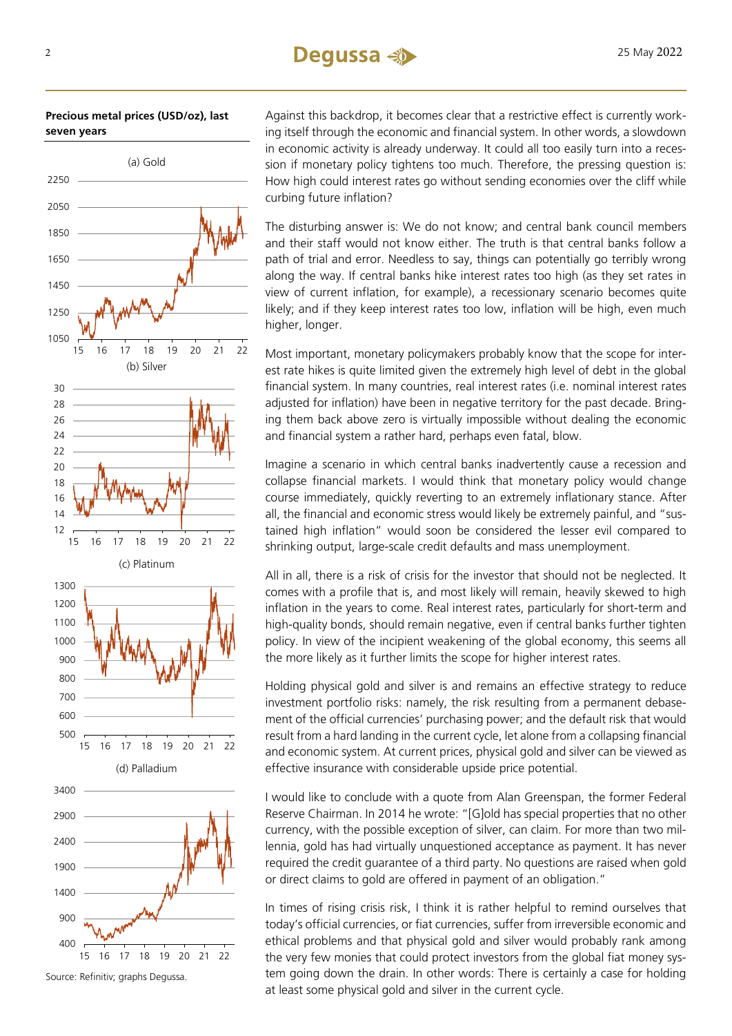**Precious metal prices (USD/oz), last seven years**

(a) Gold

(b) Silver

(c) Platinum

(d) Palladium

Source: Refinitiv; graphs Degussa.

Against this backdrop, it becomes clear that a restrictive effect is currently working itself through the economic and financial system. In other words, a slowdown in economic activity is already underway. It could all too easily turn into a recession if monetary policy tightens too much. Therefore, the pressing question is: How high could interest rates go without sending economies over the cliff while curbing future inflation?

The disturbing answer is: We do not know; and central bank council members and their staff would not know either. The truth is that central banks follow a path of trial and error. Needless to say, things can potentially go terribly wrong along the way. If central banks hike interest rates too high (as they set rates in view of current inflation, for example), a recessionary scenario becomes quite likely; and if they keep interest rates too low, inflation will be high, even much higher, longer.

Most important, monetary policymakers probably know that the scope for interest rate hikes is quite limited given the extremely high level of debt in the global financial system. In many countries, real interest rates (i.e. nominal interest rates adjusted for inflation) have been in negative territory for the past decade. Bringing them back above zero is virtually impossible without dealing the economic and financial system a rather hard, perhaps even fatal, blow.

Imagine a scenario in which central banks inadvertently cause a recession and collapse financial markets. I would think that monetary policy would change course immediately, quickly reverting to an extremely inflationary stance. After all, the financial and economic stress would likely be extremely painful, and "sustained high inflation" would soon be considered the lesser evil compared to shrinking output, large-scale credit defaults and mass unemployment.

All in all, there is a risk of crisis for the investor that should not be neglected. It comes with a profile that is, and most likely will remain, heavily skewed to high inflation in the years to come. Real interest rates, particularly for short-term and high-quality bonds, should remain negative, even if central banks further tighten policy. In view of the incipient weakening of the global economy, this seems all the more likely as it further limits the scope for higher interest rates.

Holding physical gold and silver is and remains an effective strategy to reduce investment portfolio risks: namely, the risk resulting from a permanent debasement of the official currencies' purchasing power; and the default risk that would result from a hard landing in the current cycle, let alone from a collapsing financial and economic system. At current prices, physical gold and silver can be viewed as effective insurance with considerable upside price potential.

I would like to conclude with a quote from Alan Greenspan, the former Federal Reserve Chairman. In 2014 he wrote: "[G]old has special properties that no other currency, with the possible exception of silver, can claim. For more than two millennia, gold has had virtually unquestioned acceptance as payment. It has never required the credit guarantee of a third party. No questions are raised when gold or direct claims to gold are offered in payment of an obligation."

In times of rising crisis risk, I think it is rather helpful to remind ourselves that today's official currencies, or fiat currencies, suffer from irreversible economic and ethical problems and that physical gold and silver would probably rank among the very few monies that could protect investors from the global fiat money system going down the drain. In other words: There is certainly a case for holding at least some physical gold and silver in the current cycle.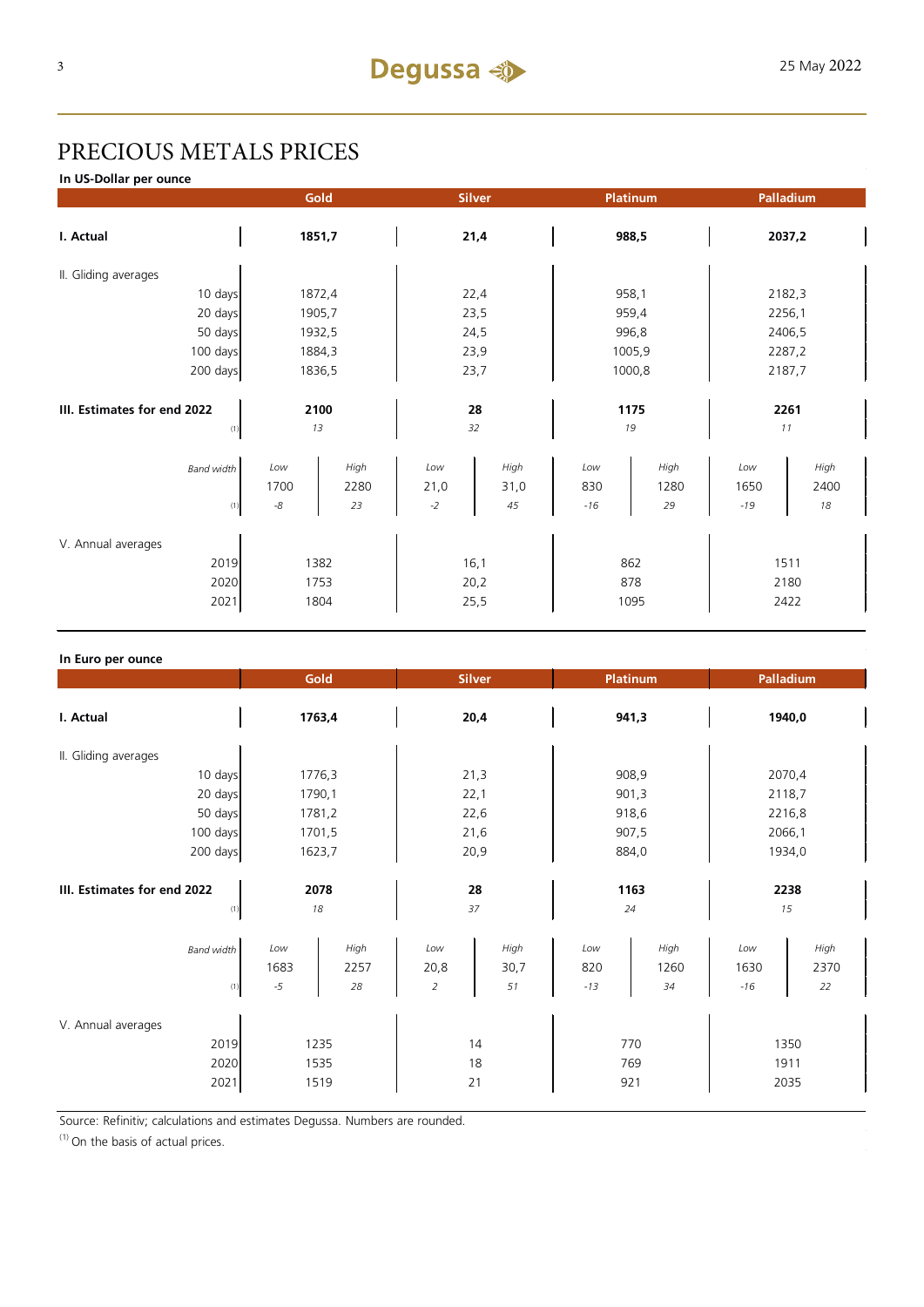# PRECIOUS METALS PRICES

**In US-Dollar per ounce**

| | Gold | | Silver | | Platinum | | Palladium | |
|---|---|---|---|---|---|---|---|---|
| **I. Actual** | **1851,7** | | **21,4** | | **988,5** | | **2037,2** | |
| II. Gliding averages | | | | | | | | |
| 10 days | 1872,4 | | 22,4 | | 958,1 | | 2182,3 | |
| 20 days | 1905,7 | | 23,5 | | 959,4 | | 2256,1 | |
| 50 days | 1932,5 | | 24,5 | | 996,8 | | 2406,5 | |
| 100 days | 1884,3 | | 23,9 | | 1005,9 | | 2287,2 | |
| 200 days | 1836,5 | | 23,7 | | 1000,8 | | 2187,7 | |
| **III. Estimates for end 2022** | **2100** | | **28** | | **1175** | | **2261** | |
| (1) | *13* | | *32* | | *19* | | *11* | |
| *Band width* | *Low* | *High* | *Low* | *High* | *Low* | *High* | *Low* | *High* |
| | 1700 | 2280 | 21,0 | 31,0 | 830 | 1280 | 1650 | 2400 |
| (1) | *-8* | *23* | *-2* | *45* | *-16* | *29* | *-19* | *18* |
| V. Annual averages | | | | | | | | |
| 2019 | 1382 | | 16,1 | | 862 | | 1511 | |
| 2020 | 1753 | | 20,2 | | 878 | | 2180 | |
| 2021 | 1804 | | 25,5 | | 1095 | | 2422 | |

**In Euro per ounce**

| | Gold | | Silver | | Platinum | | Palladium | |
|---|---|---|---|---|---|---|---|---|
| **I. Actual** | **1763,4** | | **20,4** | | **941,3** | | **1940,0** | |
| II. Gliding averages | | | | | | | | |
| 10 days | 1776,3 | | 21,3 | | 908,9 | | 2070,4 | |
| 20 days | 1790,1 | | 22,1 | | 901,3 | | 2118,7 | |
| 50 days | 1781,2 | | 22,6 | | 918,6 | | 2216,8 | |
| 100 days | 1701,5 | | 21,6 | | 907,5 | | 2066,1 | |
| 200 days | 1623,7 | | 20,9 | | 884,0 | | 1934,0 | |
| **III. Estimates for end 2022** | **2078** | | **28** | | **1163** | | **2238** | |
| (1) | *18* | | *37* | | *24* | | *15* | |
| *Band width* | *Low* | *High* | *Low* | *High* | *Low* | *High* | *Low* | *High* |
| | 1683 | 2257 | 20,8 | 30,7 | 820 | 1260 | 1630 | 2370 |
| (1) | *-5* | *28* | *2* | *51* | *-13* | *34* | *-16* | *22* |
| V. Annual averages | | | | | | | | |
| 2019 | 1235 | | 14 | | 770 | | 1350 | |
| 2020 | 1535 | | 18 | | 769 | | 1911 | |
| 2021 | 1519 | | 21 | | 921 | | 2035 | |

Source: Refinitiv; calculations and estimates Degussa. Numbers are rounded.

(1) On the basis of actual prices.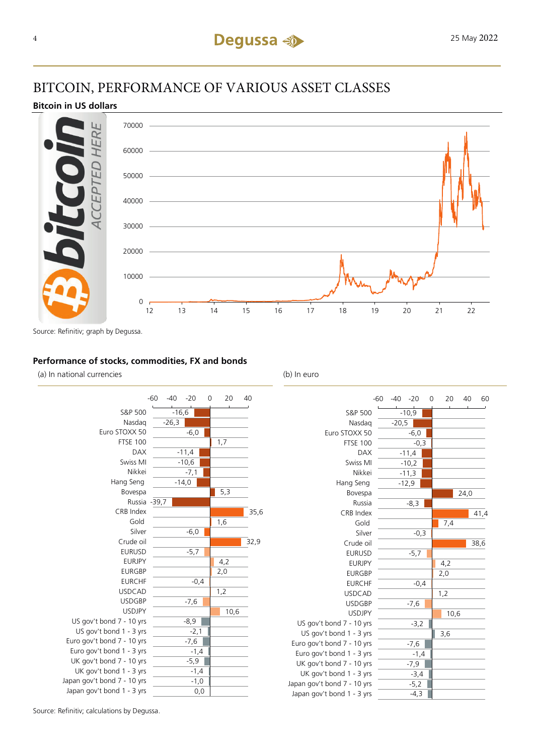# BITCOIN, PERFORMANCE OF VARIOUS ASSET CLASSES

**Bitcoin in US dollars**

Source: Refinitiv; graph by Degussa.

**Performance of stocks, commodities, FX and bonds**

| | (a) In national currencies | (b) In euro |
|---|---|---|
| S&P 500 | -16,6 | -10,9 |
| Nasdaq | -26,3 | -20,5 |
| Euro STOXX 50 | -6,0 | -6,0 |
| FTSE 100 | 1,7 | -0,3 |
| DAX | -11,4 | -11,4 |
| Swiss MI | -10,6 | -10,2 |
| Nikkei | -7,1 | -11,3 |
| Hang Seng | -14,0 | -12,9 |
| Bovespa | 5,3 | 24,0 |
| Russia | -39,7 | -8,3 |
| CRB Index | 35,6 | 41,4 |
| Gold | 1,6 | 7,4 |
| Silver | -6,0 | -0,3 |
| Crude oil | 32,9 | 38,6 |
| EURUSD | -5,7 | -5,7 |
| EURJPY | 4,2 | 4,2 |
| EURGBP | 2,0 | 2,0 |
| EURCHF | -0,4 | -0,4 |
| USDCAD | 1,2 | 1,2 |
| USDGBP | -7,6 | -7,6 |
| USDJPY | 10,6 | 10,6 |
| US gov't bond 7 - 10 yrs | -8,9 | -3,2 |
| US gov't bond 1 - 3 yrs | -2,1 | 3,6 |
| Euro gov't bond 7 - 10 yrs | -7,6 | -7,6 |
| Euro gov't bond 1 - 3 yrs | -1,4 | -1,4 |
| UK gov't bond 7 - 10 yrs | -5,9 | -7,9 |
| UK gov't bond 1 - 3 yrs | -1,4 | -3,4 |
| Japan gov't bond 7 - 10 yrs | -1,0 | -5,2 |
| Japan gov't bond 1 - 3 yrs | 0,0 | -4,3 |

Source: Refinitiv; calculations by Degussa.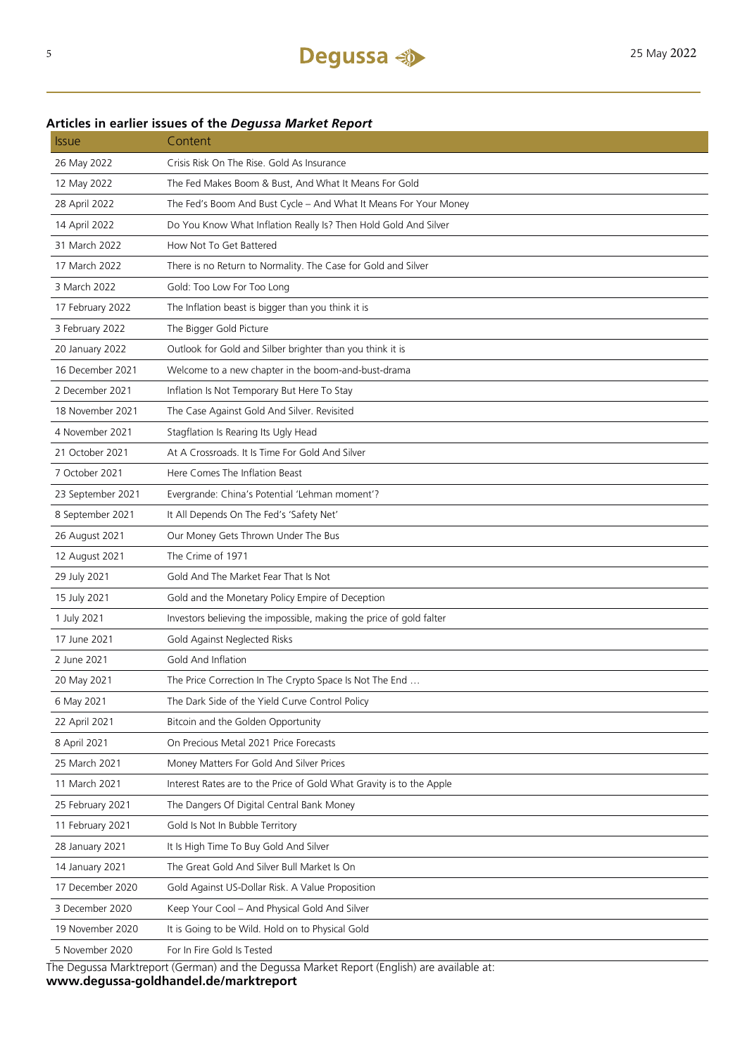### Articles in earlier issues of the *Degussa Market Report*

| Issue | Content |
|---|---|
| 26 May 2022 | Crisis Risk On The Rise. Gold As Insurance |
| 12 May 2022 | The Fed Makes Boom & Bust, And What It Means For Gold |
| 28 April 2022 | The Fed's Boom And Bust Cycle – And What It Means For Your Money |
| 14 April 2022 | Do You Know What Inflation Really Is? Then Hold Gold And Silver |
| 31 March 2022 | How Not To Get Battered |
| 17 March 2022 | There is no Return to Normality. The Case for Gold and Silver |
| 3 March 2022 | Gold: Too Low For Too Long |
| 17 February 2022 | The Inflation beast is bigger than you think it is |
| 3 February 2022 | The Bigger Gold Picture |
| 20 January 2022 | Outlook for Gold and Silber brighter than you think it is |
| 16 December 2021 | Welcome to a new chapter in the boom-and-bust-drama |
| 2 December 2021 | Inflation Is Not Temporary But Here To Stay |
| 18 November 2021 | The Case Against Gold And Silver. Revisited |
| 4 November 2021 | Stagflation Is Rearing Its Ugly Head |
| 21 October 2021 | At A Crossroads. It Is Time For Gold And Silver |
| 7 October 2021 | Here Comes The Inflation Beast |
| 23 September 2021 | Evergrande: China's Potential 'Lehman moment'? |
| 8 September 2021 | It All Depends On The Fed's 'Safety Net' |
| 26 August 2021 | Our Money Gets Thrown Under The Bus |
| 12 August 2021 | The Crime of 1971 |
| 29 July 2021 | Gold And The Market Fear That Is Not |
| 15 July 2021 | Gold and the Monetary Policy Empire of Deception |
| 1 July 2021 | Investors believing the impossible, making the price of gold falter |
| 17 June 2021 | Gold Against Neglected Risks |
| 2 June 2021 | Gold And Inflation |
| 20 May 2021 | The Price Correction In The Crypto Space Is Not The End … |
| 6 May 2021 | The Dark Side of the Yield Curve Control Policy |
| 22 April 2021 | Bitcoin and the Golden Opportunity |
| 8 April 2021 | On Precious Metal 2021 Price Forecasts |
| 25 March 2021 | Money Matters For Gold And Silver Prices |
| 11 March 2021 | Interest Rates are to the Price of Gold What Gravity is to the Apple |
| 25 February 2021 | The Dangers Of Digital Central Bank Money |
| 11 February 2021 | Gold Is Not In Bubble Territory |
| 28 January 2021 | It Is High Time To Buy Gold And Silver |
| 14 January 2021 | The Great Gold And Silver Bull Market Is On |
| 17 December 2020 | Gold Against US-Dollar Risk. A Value Proposition |
| 3 December 2020 | Keep Your Cool – And Physical Gold And Silver |
| 19 November 2020 | It is Going to be Wild. Hold on to Physical Gold |
| 5 November 2020 | For In Fire Gold Is Tested |

The Degussa Marktreport (German) and the Degussa Market Report (English) are available at:
**www.degussa-goldhandel.de/marktreport**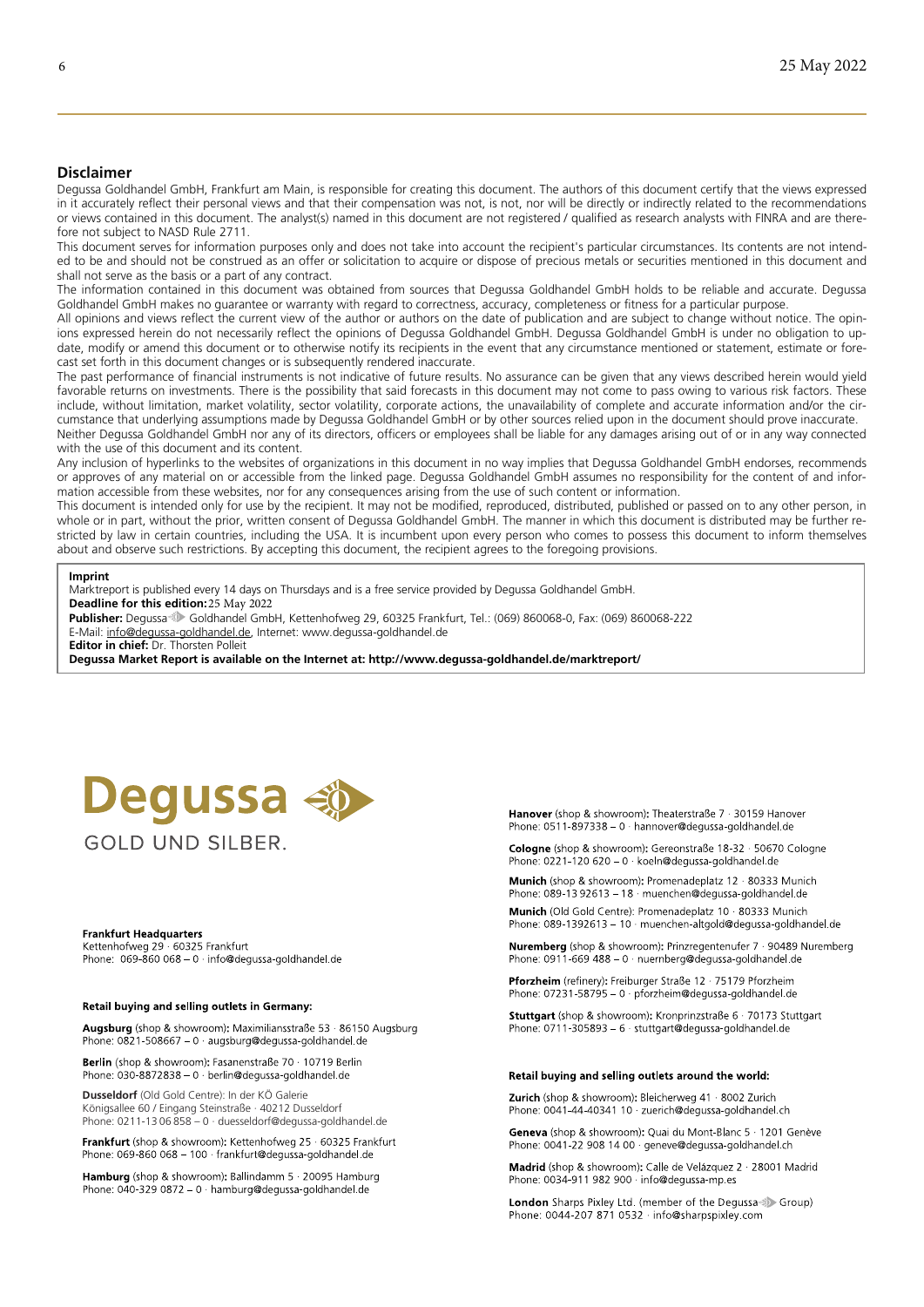## Disclaimer

Degussa Goldhandel GmbH, Frankfurt am Main, is responsible for creating this document. The authors of this document certify that the views expressed in it accurately reflect their personal views and that their compensation was not, is not, nor will be directly or indirectly related to the recommendations or views contained in this document. The analyst(s) named in this document are not registered / qualified as research analysts with FINRA and are therefore not subject to NASD Rule 2711.

This document serves for information purposes only and does not take into account the recipient's particular circumstances. Its contents are not intended to be and should not be construed as an offer or solicitation to acquire or dispose of precious metals or securities mentioned in this document and shall not serve as the basis or a part of any contract.

The information contained in this document was obtained from sources that Degussa Goldhandel GmbH holds to be reliable and accurate. Degussa Goldhandel GmbH makes no guarantee or warranty with regard to correctness, accuracy, completeness or fitness for a particular purpose.

All opinions and views reflect the current view of the author or authors on the date of publication and are subject to change without notice. The opinions expressed herein do not necessarily reflect the opinions of Degussa Goldhandel GmbH. Degussa Goldhandel GmbH is under no obligation to update, modify or amend this document or to otherwise notify its recipients in the event that any circumstance mentioned or statement, estimate or forecast set forth in this document changes or is subsequently rendered inaccurate.

The past performance of financial instruments is not indicative of future results. No assurance can be given that any views described herein would yield favorable returns on investments. There is the possibility that said forecasts in this document may not come to pass owing to various risk factors. These include, without limitation, market volatility, sector volatility, corporate actions, the unavailability of complete and accurate information and/or the circumstance that underlying assumptions made by Degussa Goldhandel GmbH or by other sources relied upon in the document should prove inaccurate.

Neither Degussa Goldhandel GmbH nor any of its directors, officers or employees shall be liable for any damages arising out of or in any way connected with the use of this document and its content.

Any inclusion of hyperlinks to the websites of organizations in this document in no way implies that Degussa Goldhandel GmbH endorses, recommends or approves of any material on or accessible from the linked page. Degussa Goldhandel GmbH assumes no responsibility for the content of and information accessible from these websites, nor for any consequences arising from the use of such content or information.

This document is intended only for use by the recipient. It may not be modified, reproduced, distributed, published or passed on to any other person, in whole or in part, without the prior, written consent of Degussa Goldhandel GmbH. The manner in which this document is distributed may be further restricted by law in certain countries, including the USA. It is incumbent upon every person who comes to possess this document to inform themselves about and observe such restrictions. By accepting this document, the recipient agrees to the foregoing provisions.

**Imprint**
Marktreport is published every 14 days on Thursdays and is a free service provided by Degussa Goldhandel GmbH.
**Deadline for this edition:** 25 May 2022
**Publisher:** Degussa Goldhandel GmbH, Kettenhofweg 29, 60325 Frankfurt, Tel.: (069) 860068-0, Fax: (069) 860068-222
E-Mail: info@degussa-goldhandel.de, Internet: www.degussa-goldhandel.de
**Editor in chief:** Dr. Thorsten Polleit
**Degussa Market Report is available on the Internet at: http://www.degussa-goldhandel.de/marktreport/**

Degussa
GOLD UND SILBER.

**Frankfurt Headquarters**
Kettenhofweg 29 · 60325 Frankfurt
Phone: 069-860 068 – 0 · info@degussa-goldhandel.de

**Retail buying and selling outlets in Germany:**

**Augsburg** (shop & showroom)**:** Maximiliansstraße 53 · 86150 Augsburg
Phone: 0821-508667 – 0 · augsburg@degussa-goldhandel.de

**Berlin** (shop & showroom)**:** Fasanenstraße 70 · 10719 Berlin
Phone: 030-8872838 – 0 · berlin@degussa-goldhandel.de

**Dusseldorf** (Old Gold Centre): In der KÖ Galerie
Königsallee 60 / Eingang Steinstraße · 40212 Dusseldorf
Phone: 0211-13 06 858 – 0 · duesseldorf@degussa-goldhandel.de

**Frankfurt** (shop & showroom)**:** Kettenhofweg 25 · 60325 Frankfurt
Phone: 069-860 068 – 100 · frankfurt@degussa-goldhandel.de

**Hamburg** (shop & showroom)**:** Ballindamm 5 · 20095 Hamburg
Phone: 040-329 0872 – 0 · hamburg@degussa-goldhandel.de

**Hanover** (shop & showroom)**:** Theaterstraße 7 · 30159 Hanover
Phone: 0511-897338 – 0 · hannover@degussa-goldhandel.de

**Cologne** (shop & showroom)**:** Gereonstraße 18-32 · 50670 Cologne
Phone: 0221-120 620 – 0 · koeln@degussa-goldhandel.de

**Munich** (shop & showroom)**:** Promenadeplatz 12 · 80333 Munich
Phone: 089-13 92613 – 18 · muenchen@degussa-goldhandel.de

**Munich** (Old Gold Centre): Promenadeplatz 10 · 80333 Munich
Phone: 089-1392613 – 10 · muenchen-altgold@degussa-goldhandel.de

**Nuremberg** (shop & showroom)**:** Prinzregentenufer 7 · 90489 Nuremberg
Phone: 0911-669 488 – 0 · nuernberg@degussa-goldhandel.de

**Pforzheim** (refinery)**:** Freiburger Straße 12 · 75179 Pforzheim
Phone: 07231-58795 – 0 · pforzheim@degussa-goldhandel.de

**Stuttgart** (shop & showroom)**:** Kronprinzstraße 6 · 70173 Stuttgart
Phone: 0711-305893 – 6 · stuttgart@degussa-goldhandel.de

**Retail buying and selling outlets around the world:**

**Zurich** (shop & showroom)**:** Bleicherweg 41 · 8002 Zurich
Phone: 0041-44-40341 10 · zuerich@degussa-goldhandel.ch

**Geneva** (shop & showroom)**:** Quai du Mont-Blanc 5 · 1201 Genève
Phone: 0041-22 908 14 00 · geneve@degussa-goldhandel.ch

**Madrid** (shop & showroom)**:** Calle de Velázquez 2 · 28001 Madrid
Phone: 0034-911 982 900 · info@degussa-mp.es

**London** Sharps Pixley Ltd. (member of the Degussa Group)
Phone: 0044-207 871 0532 · info@sharpspixley.com